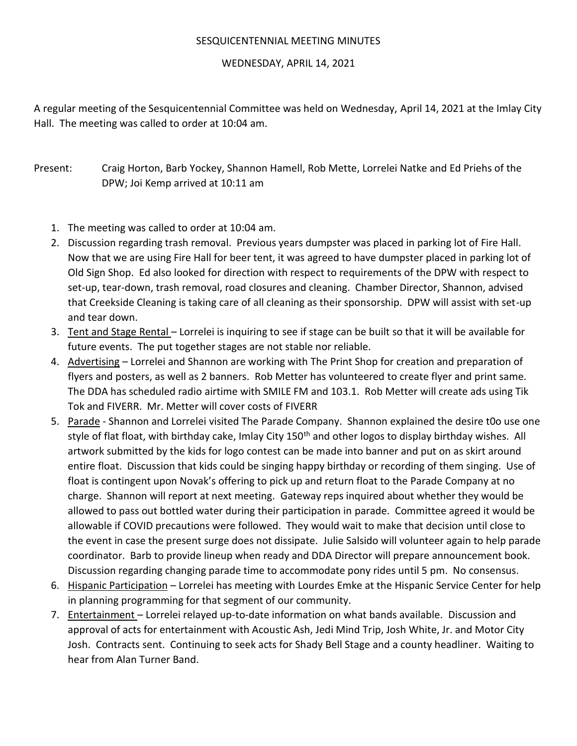SESQUICENTENNIAL MEETING MINUTES

WEDNESDAY, APRIL 14, 2021

A regular meeting of the Sesquicentennial Committee was held on Wednesday, April 14, 2021 at the Imlay City Hall. The meeting was called to order at 10:04 am.

Present: Craig Horton, Barb Yockey, Shannon Hamell, Rob Mette, Lorrelei Natke and Ed Priehs of the DPW; Joi Kemp arrived at 10:11 am

1. The meeting was called to order at 10:04 am.
2. Discussion regarding trash removal. Previous years dumpster was placed in parking lot of Fire Hall. Now that we are using Fire Hall for beer tent, it was agreed to have dumpster placed in parking lot of Old Sign Shop. Ed also looked for direction with respect to requirements of the DPW with respect to set-up, tear-down, trash removal, road closures and cleaning. Chamber Director, Shannon, advised that Creekside Cleaning is taking care of all cleaning as their sponsorship. DPW will assist with set-up and tear down.
3. Tent and Stage Rental – Lorrelei is inquiring to see if stage can be built so that it will be available for future events. The put together stages are not stable nor reliable.
4. Advertising – Lorrelei and Shannon are working with The Print Shop for creation and preparation of flyers and posters, as well as 2 banners. Rob Metter has volunteered to create flyer and print same. The DDA has scheduled radio airtime with SMILE FM and 103.1. Rob Metter will create ads using Tik Tok and FIVERR. Mr. Metter will cover costs of FIVERR
5. Parade - Shannon and Lorrelei visited The Parade Company. Shannon explained the desire t0o use one style of flat float, with birthday cake, Imlay City 150th and other logos to display birthday wishes. All artwork submitted by the kids for logo contest can be made into banner and put on as skirt around entire float. Discussion that kids could be singing happy birthday or recording of them singing. Use of float is contingent upon Novak's offering to pick up and return float to the Parade Company at no charge. Shannon will report at next meeting. Gateway reps inquired about whether they would be allowed to pass out bottled water during their participation in parade. Committee agreed it would be allowable if COVID precautions were followed. They would wait to make that decision until close to the event in case the present surge does not dissipate. Julie Salsido will volunteer again to help parade coordinator. Barb to provide lineup when ready and DDA Director will prepare announcement book. Discussion regarding changing parade time to accommodate pony rides until 5 pm. No consensus.
6. Hispanic Participation – Lorrelei has meeting with Lourdes Emke at the Hispanic Service Center for help in planning programming for that segment of our community.
7. Entertainment – Lorrelei relayed up-to-date information on what bands available. Discussion and approval of acts for entertainment with Acoustic Ash, Jedi Mind Trip, Josh White, Jr. and Motor City Josh. Contracts sent. Continuing to seek acts for Shady Bell Stage and a county headliner. Waiting to hear from Alan Turner Band.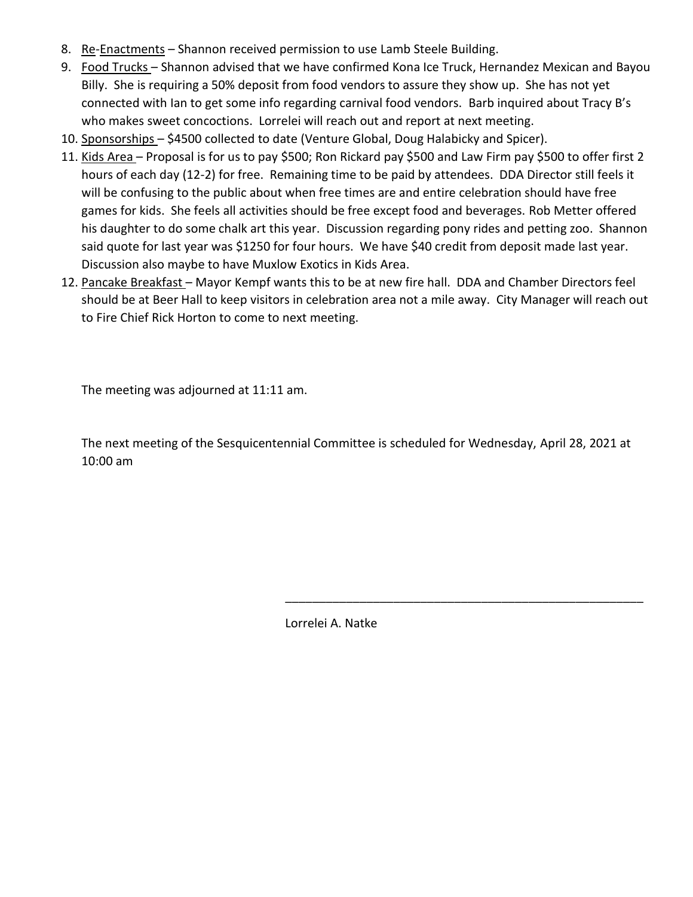8. <u>Re-Enactments</u> – Shannon received permission to use Lamb Steele Building.
9. <u>Food Trucks</u> – Shannon advised that we have confirmed Kona Ice Truck, Hernandez Mexican and Bayou Billy. She is requiring a 50% deposit from food vendors to assure they show up. She has not yet connected with Ian to get some info regarding carnival food vendors. Barb inquired about Tracy B's who makes sweet concoctions. Lorrelei will reach out and report at next meeting.
10. <u>Sponsorships</u> – $4500 collected to date (Venture Global, Doug Halabicky and Spicer).
11. <u>Kids Area</u> – Proposal is for us to pay $500; Ron Rickard pay $500 and Law Firm pay $500 to offer first 2 hours of each day (12-2) for free. Remaining time to be paid by attendees. DDA Director still feels it will be confusing to the public about when free times are and entire celebration should have free games for kids. She feels all activities should be free except food and beverages. Rob Metter offered his daughter to do some chalk art this year. Discussion regarding pony rides and petting zoo. Shannon said quote for last year was $1250 for four hours. We have $40 credit from deposit made last year. Discussion also maybe to have Muxlow Exotics in Kids Area.
12. <u>Pancake Breakfast</u> – Mayor Kempf wants this to be at new fire hall. DDA and Chamber Directors feel should be at Beer Hall to keep visitors in celebration area not a mile away. City Manager will reach out to Fire Chief Rick Horton to come to next meeting.

The meeting was adjourned at 11:11 am.

The next meeting of the Sesquicentennial Committee is scheduled for Wednesday, April 28, 2021 at 10:00 am

\_\_\_\_\_\_\_\_\_\_\_\_\_\_\_\_\_\_\_\_\_\_\_\_\_\_\_\_\_\_\_\_\_\_\_\_\_\_\_\_\_\_\_\_\_\_

Lorrelei A. Natke